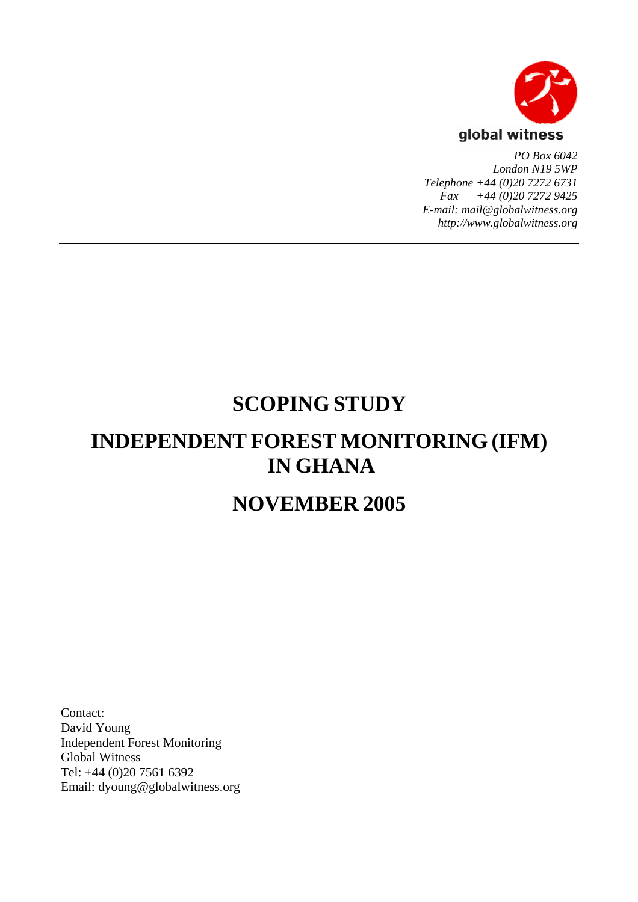global witness

*PO Box 6042*
*London N19 5WP*
*Telephone +44 (0)20 7272 6731*
*Fax +44 (0)20 7272 9425*
*E-mail: mail@globalwitness.org*
*http://www.globalwitness.org*

---

# SCOPING STUDY

# INDEPENDENT FOREST MONITORING (IFM) IN GHANA

# NOVEMBER 2005

Contact:
David Young
Independent Forest Monitoring
Global Witness
Tel: +44 (0)20 7561 6392
Email: dyoung@globalwitness.org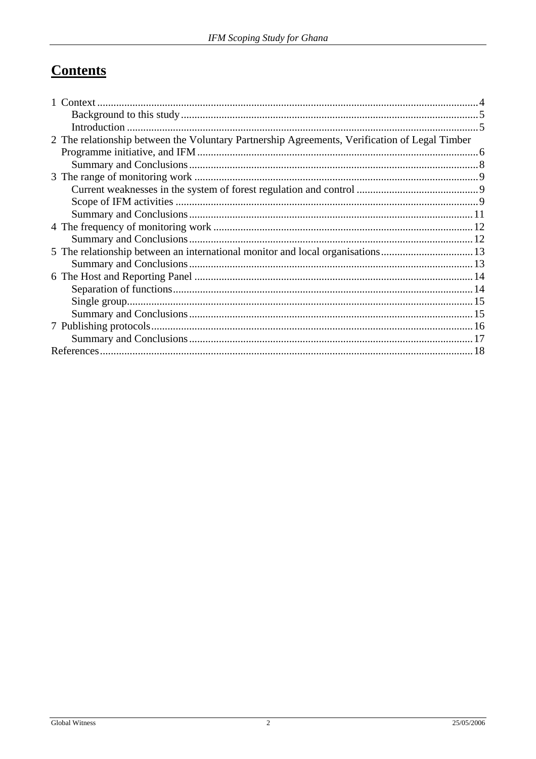# Contents

1 Context ............................................................................................................................ 4
  Background to this study ............................................................................................ 5
  Introduction ................................................................................................................. 5
2 The relationship between the Voluntary Partnership Agreements, Verification of Legal Timber Programme initiative, and IFM ........................................................................................ 6
  Summary and Conclusions .......................................................................................... 8
3 The range of monitoring work ........................................................................................ 9
  Current weaknesses in the system of forest regulation and control ............................ 9
  Scope of IFM activities ............................................................................................... 9
  Summary and Conclusions ........................................................................................ 11
4 The frequency of monitoring work ............................................................................... 12
  Summary and Conclusions ........................................................................................ 12
5 The relationship between an international monitor and local organisations .................. 13
  Summary and Conclusions ........................................................................................ 13
6 The Host and Reporting Panel ...................................................................................... 14
  Separation of functions .............................................................................................. 14
  Single group ............................................................................................................... 15
  Summary and Conclusions ........................................................................................ 15
7 Publishing protocols ...................................................................................................... 16
  Summary and Conclusions ........................................................................................ 17
References ......................................................................................................................... 18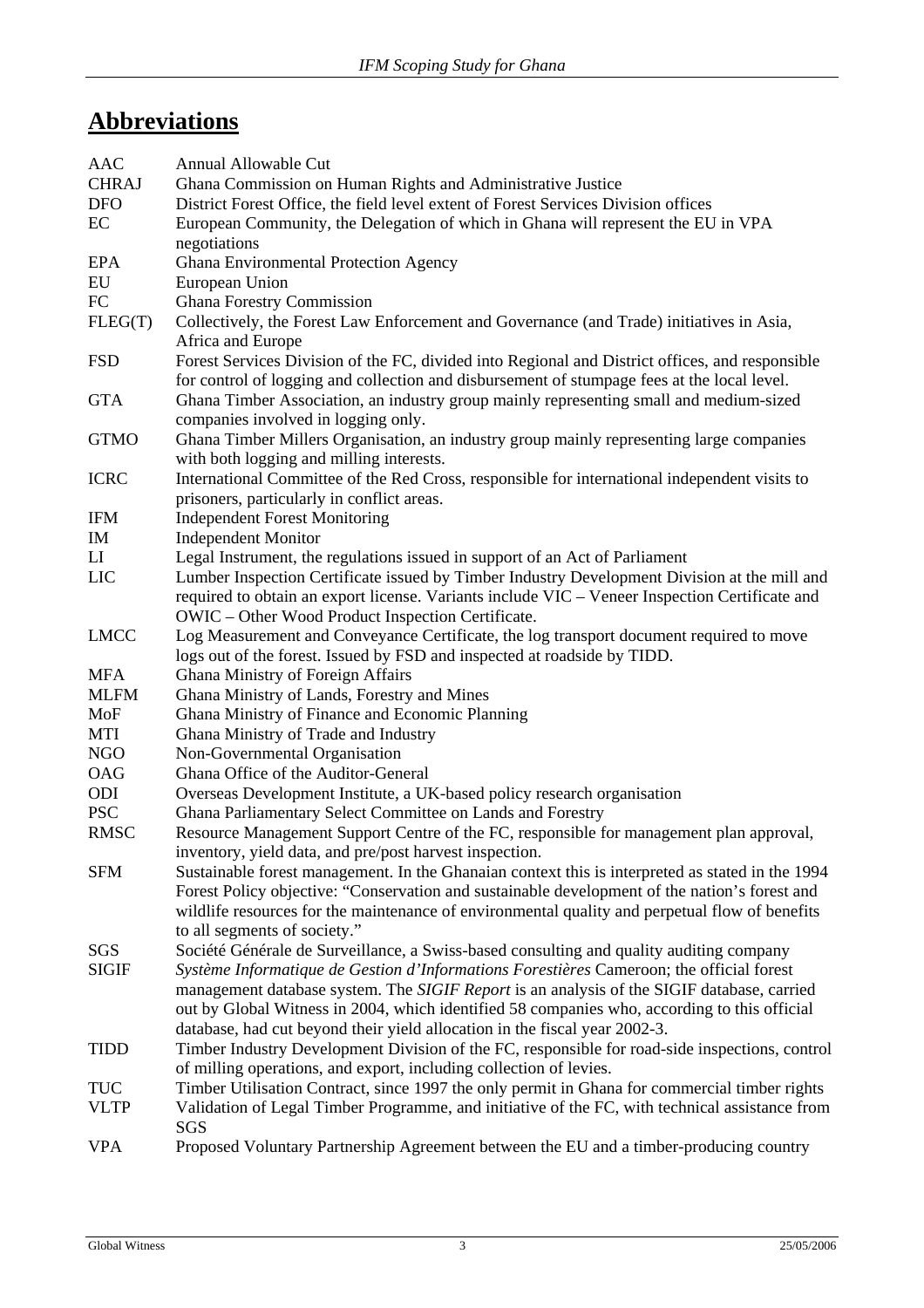# Abbreviations

| | |
|---|---|
| AAC | Annual Allowable Cut |
| CHRAJ | Ghana Commission on Human Rights and Administrative Justice |
| DFO | District Forest Office, the field level extent of Forest Services Division offices |
| EC | European Community, the Delegation of which in Ghana will represent the EU in VPA negotiations |
| EPA | Ghana Environmental Protection Agency |
| EU | European Union |
| FC | Ghana Forestry Commission |
| FLEG(T) | Collectively, the Forest Law Enforcement and Governance (and Trade) initiatives in Asia, Africa and Europe |
| FSD | Forest Services Division of the FC, divided into Regional and District offices, and responsible for control of logging and collection and disbursement of stumpage fees at the local level. |
| GTA | Ghana Timber Association, an industry group mainly representing small and medium-sized companies involved in logging only. |
| GTMO | Ghana Timber Millers Organisation, an industry group mainly representing large companies with both logging and milling interests. |
| ICRC | International Committee of the Red Cross, responsible for international independent visits to prisoners, particularly in conflict areas. |
| IFM | Independent Forest Monitoring |
| IM | Independent Monitor |
| LI | Legal Instrument, the regulations issued in support of an Act of Parliament |
| LIC | Lumber Inspection Certificate issued by Timber Industry Development Division at the mill and required to obtain an export license. Variants include VIC – Veneer Inspection Certificate and OWIC – Other Wood Product Inspection Certificate. |
| LMCC | Log Measurement and Conveyance Certificate, the log transport document required to move logs out of the forest. Issued by FSD and inspected at roadside by TIDD. |
| MFA | Ghana Ministry of Foreign Affairs |
| MLFM | Ghana Ministry of Lands, Forestry and Mines |
| MoF | Ghana Ministry of Finance and Economic Planning |
| MTI | Ghana Ministry of Trade and Industry |
| NGO | Non-Governmental Organisation |
| OAG | Ghana Office of the Auditor-General |
| ODI | Overseas Development Institute, a UK-based policy research organisation |
| PSC | Ghana Parliamentary Select Committee on Lands and Forestry |
| RMSC | Resource Management Support Centre of the FC, responsible for management plan approval, inventory, yield data, and pre/post harvest inspection. |
| SFM | Sustainable forest management. In the Ghanaian context this is interpreted as stated in the 1994 Forest Policy objective: "Conservation and sustainable development of the nation's forest and wildlife resources for the maintenance of environmental quality and perpetual flow of benefits to all segments of society." |
| SGS | Société Générale de Surveillance, a Swiss-based consulting and quality auditing company |
| SIGIF | *Système Informatique de Gestion d'Informations Forestières* Cameroon; the official forest management database system. The *SIGIF Report* is an analysis of the SIGIF database, carried out by Global Witness in 2004, which identified 58 companies who, according to this official database, had cut beyond their yield allocation in the fiscal year 2002-3. |
| TIDD | Timber Industry Development Division of the FC, responsible for road-side inspections, control of milling operations, and export, including collection of levies. |
| TUC | Timber Utilisation Contract, since 1997 the only permit in Ghana for commercial timber rights |
| VLTP | Validation of Legal Timber Programme, and initiative of the FC, with technical assistance from SGS |
| VPA | Proposed Voluntary Partnership Agreement between the EU and a timber-producing country |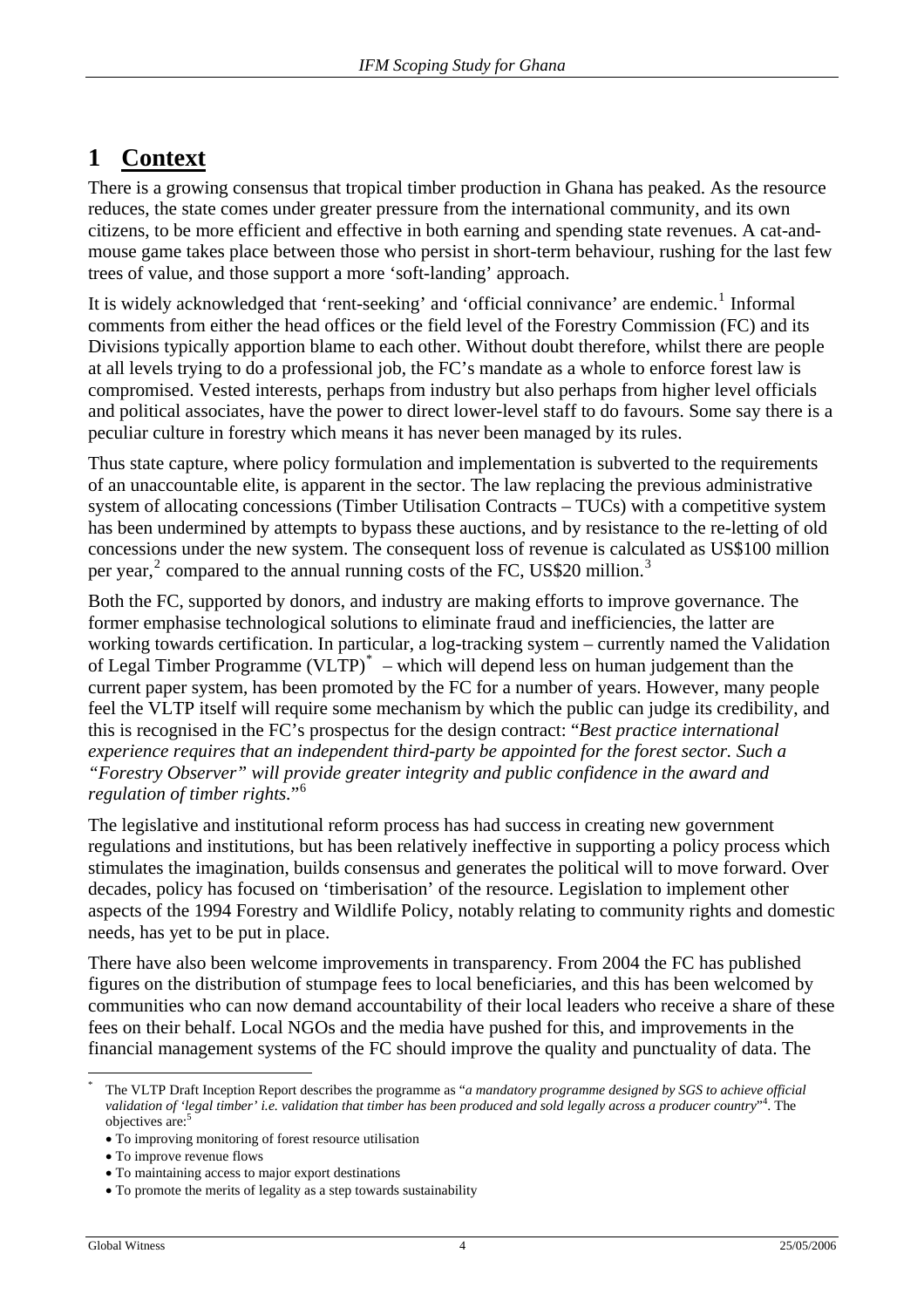# 1 Context

There is a growing consensus that tropical timber production in Ghana has peaked. As the resource reduces, the state comes under greater pressure from the international community, and its own citizens, to be more efficient and effective in both earning and spending state revenues. A cat-and-mouse game takes place between those who persist in short-term behaviour, rushing for the last few trees of value, and those support a more 'soft-landing' approach.

It is widely acknowledged that 'rent-seeking' and 'official connivance' are endemic.[1] Informal comments from either the head offices or the field level of the Forestry Commission (FC) and its Divisions typically apportion blame to each other. Without doubt therefore, whilst there are people at all levels trying to do a professional job, the FC's mandate as a whole to enforce forest law is compromised. Vested interests, perhaps from industry but also perhaps from higher level officials and political associates, have the power to direct lower-level staff to do favours. Some say there is a peculiar culture in forestry which means it has never been managed by its rules.

Thus state capture, where policy formulation and implementation is subverted to the requirements of an unaccountable elite, is apparent in the sector. The law replacing the previous administrative system of allocating concessions (Timber Utilisation Contracts – TUCs) with a competitive system has been undermined by attempts to bypass these auctions, and by resistance to the re-letting of old concessions under the new system. The consequent loss of revenue is calculated as US$100 million per year,[2] compared to the annual running costs of the FC, US$20 million.[3]

Both the FC, supported by donors, and industry are making efforts to improve governance. The former emphasise technological solutions to eliminate fraud and inefficiencies, the latter are working towards certification. In particular, a log-tracking system – currently named the Validation of Legal Timber Programme (VLTP)[*] – which will depend less on human judgement than the current paper system, has been promoted by the FC for a number of years. However, many people feel the VLTP itself will require some mechanism by which the public can judge its credibility, and this is recognised in the FC's prospectus for the design contract: "*Best practice international experience requires that an independent third-party be appointed for the forest sector. Such a "Forestry Observer" will provide greater integrity and public confidence in the award and regulation of timber rights.*"[6]

The legislative and institutional reform process has had success in creating new government regulations and institutions, but has been relatively ineffective in supporting a policy process which stimulates the imagination, builds consensus and generates the political will to move forward. Over decades, policy has focused on 'timberisation' of the resource. Legislation to implement other aspects of the 1994 Forestry and Wildlife Policy, notably relating to community rights and domestic needs, has yet to be put in place.

There have also been welcome improvements in transparency. From 2004 the FC has published figures on the distribution of stumpage fees to local beneficiaries, and this has been welcomed by communities who can now demand accountability of their local leaders who receive a share of these fees on their behalf. Local NGOs and the media have pushed for this, and improvements in the financial management systems of the FC should improve the quality and punctuality of data. The

---

[*] The VLTP Draft Inception Report describes the programme as "*a mandatory programme designed by SGS to achieve official validation of 'legal timber' i.e. validation that timber has been produced and sold legally across a producer country*"[4]. The objectives are:[5]

- To improving monitoring of forest resource utilisation
- To improve revenue flows
- To maintaining access to major export destinations
- To promote the merits of legality as a step towards sustainability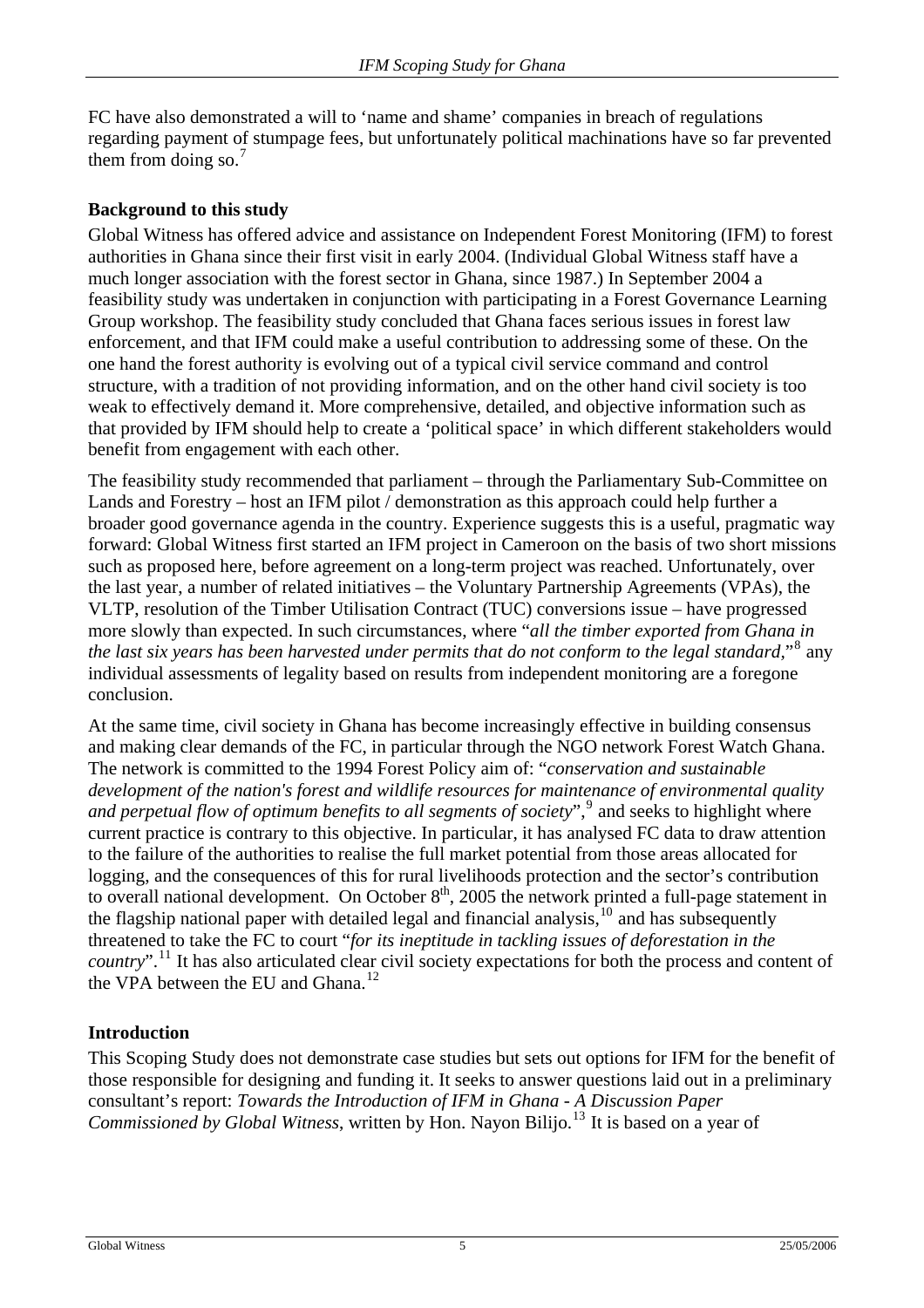FC have also demonstrated a will to 'name and shame' companies in breach of regulations regarding payment of stumpage fees, but unfortunately political machinations have so far prevented them from doing so.[7]

## Background to this study

Global Witness has offered advice and assistance on Independent Forest Monitoring (IFM) to forest authorities in Ghana since their first visit in early 2004. (Individual Global Witness staff have a much longer association with the forest sector in Ghana, since 1987.) In September 2004 a feasibility study was undertaken in conjunction with participating in a Forest Governance Learning Group workshop. The feasibility study concluded that Ghana faces serious issues in forest law enforcement, and that IFM could make a useful contribution to addressing some of these. On the one hand the forest authority is evolving out of a typical civil service command and control structure, with a tradition of not providing information, and on the other hand civil society is too weak to effectively demand it. More comprehensive, detailed, and objective information such as that provided by IFM should help to create a 'political space' in which different stakeholders would benefit from engagement with each other.

The feasibility study recommended that parliament – through the Parliamentary Sub-Committee on Lands and Forestry – host an IFM pilot / demonstration as this approach could help further a broader good governance agenda in the country. Experience suggests this is a useful, pragmatic way forward: Global Witness first started an IFM project in Cameroon on the basis of two short missions such as proposed here, before agreement on a long-term project was reached. Unfortunately, over the last year, a number of related initiatives – the Voluntary Partnership Agreements (VPAs), the VLTP, resolution of the Timber Utilisation Contract (TUC) conversions issue – have progressed more slowly than expected. In such circumstances, where "*all the timber exported from Ghana in the last six years has been harvested under permits that do not conform to the legal standard*,"[8] any individual assessments of legality based on results from independent monitoring are a foregone conclusion.

At the same time, civil society in Ghana has become increasingly effective in building consensus and making clear demands of the FC, in particular through the NGO network Forest Watch Ghana. The network is committed to the 1994 Forest Policy aim of: "*conservation and sustainable development of the nation's forest and wildlife resources for maintenance of environmental quality and perpetual flow of optimum benefits to all segments of society*",[9] and seeks to highlight where current practice is contrary to this objective. In particular, it has analysed FC data to draw attention to the failure of the authorities to realise the full market potential from those areas allocated for logging, and the consequences of this for rural livelihoods protection and the sector's contribution to overall national development. On October 8th, 2005 the network printed a full-page statement in the flagship national paper with detailed legal and financial analysis,[10] and has subsequently threatened to take the FC to court "*for its ineptitude in tackling issues of deforestation in the country*".[11] It has also articulated clear civil society expectations for both the process and content of the VPA between the EU and Ghana.[12]

## Introduction

This Scoping Study does not demonstrate case studies but sets out options for IFM for the benefit of those responsible for designing and funding it. It seeks to answer questions laid out in a preliminary consultant's report: *Towards the Introduction of IFM in Ghana - A Discussion Paper Commissioned by Global Witness*, written by Hon. Nayon Bilijo.[13] It is based on a year of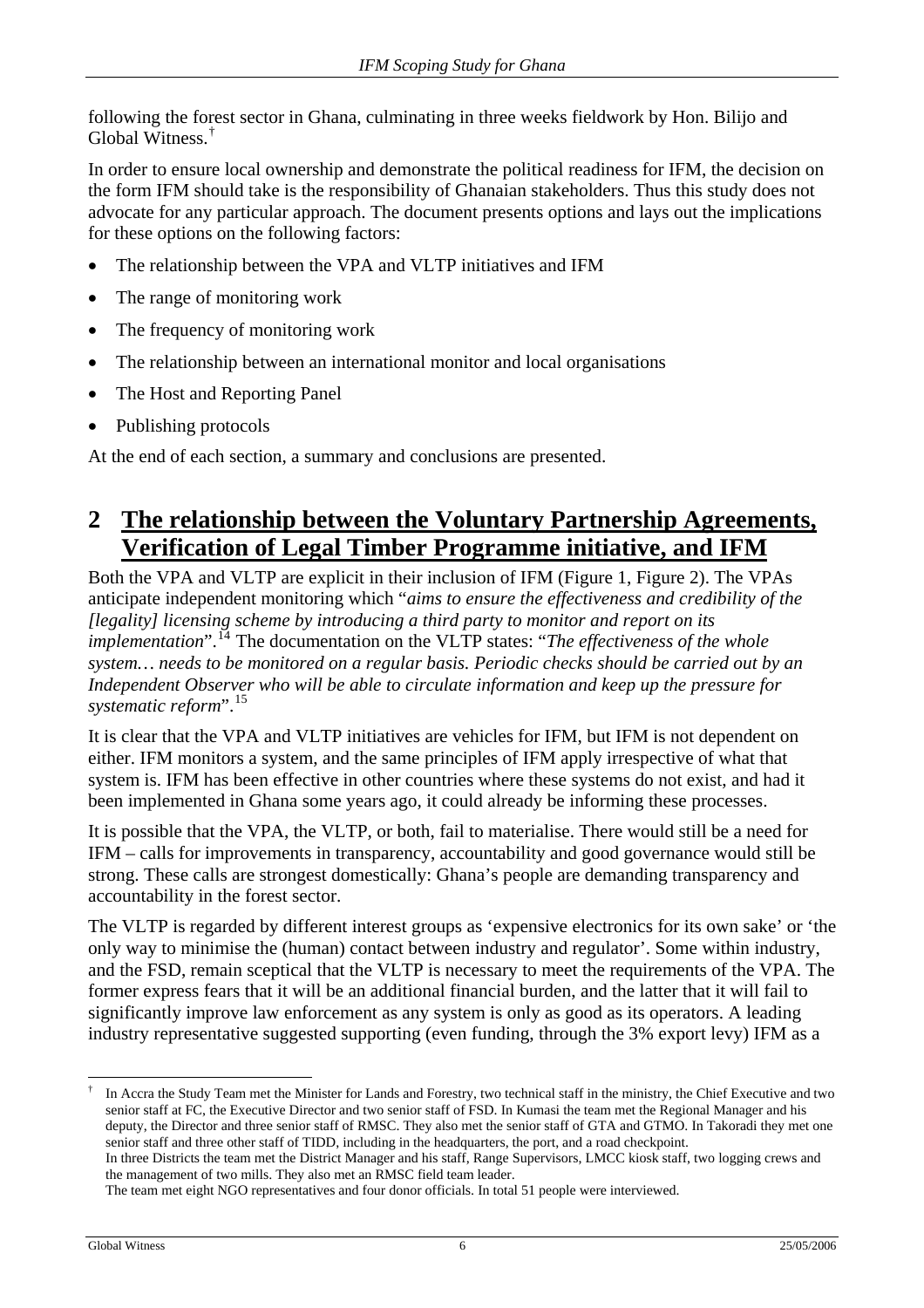following the forest sector in Ghana, culminating in three weeks fieldwork by Hon. Bilijo and Global Witness.[†]

In order to ensure local ownership and demonstrate the political readiness for IFM, the decision on the form IFM should take is the responsibility of Ghanaian stakeholders. Thus this study does not advocate for any particular approach. The document presents options and lays out the implications for these options on the following factors:

- The relationship between the VPA and VLTP initiatives and IFM
- The range of monitoring work
- The frequency of monitoring work
- The relationship between an international monitor and local organisations
- The Host and Reporting Panel
- Publishing protocols

At the end of each section, a summary and conclusions are presented.

# 2 The relationship between the Voluntary Partnership Agreements, Verification of Legal Timber Programme initiative, and IFM

Both the VPA and VLTP are explicit in their inclusion of IFM (Figure 1, Figure 2). The VPAs anticipate independent monitoring which "*aims to ensure the effectiveness and credibility of the [legality] licensing scheme by introducing a third party to monitor and report on its implementation*".[14] The documentation on the VLTP states: "*The effectiveness of the whole system… needs to be monitored on a regular basis. Periodic checks should be carried out by an Independent Observer who will be able to circulate information and keep up the pressure for systematic reform*".[15]

It is clear that the VPA and VLTP initiatives are vehicles for IFM, but IFM is not dependent on either. IFM monitors a system, and the same principles of IFM apply irrespective of what that system is. IFM has been effective in other countries where these systems do not exist, and had it been implemented in Ghana some years ago, it could already be informing these processes.

It is possible that the VPA, the VLTP, or both, fail to materialise. There would still be a need for IFM – calls for improvements in transparency, accountability and good governance would still be strong. These calls are strongest domestically: Ghana's people are demanding transparency and accountability in the forest sector.

The VLTP is regarded by different interest groups as 'expensive electronics for its own sake' or 'the only way to minimise the (human) contact between industry and regulator'. Some within industry, and the FSD, remain sceptical that the VLTP is necessary to meet the requirements of the VPA. The former express fears that it will be an additional financial burden, and the latter that it will fail to significantly improve law enforcement as any system is only as good as its operators. A leading industry representative suggested supporting (even funding, through the 3% export levy) IFM as a

---

[†] In Accra the Study Team met the Minister for Lands and Forestry, two technical staff in the ministry, the Chief Executive and two senior staff at FC, the Executive Director and two senior staff of FSD. In Kumasi the team met the Regional Manager and his deputy, the Director and three senior staff of RMSC. They also met the senior staff of GTA and GTMO. In Takoradi they met one senior staff and three other staff of TIDD, including in the headquarters, the port, and a road checkpoint.
In three Districts the team met the District Manager and his staff, Range Supervisors, LMCC kiosk staff, two logging crews and the management of two mills. They also met an RMSC field team leader.
The team met eight NGO representatives and four donor officials. In total 51 people were interviewed.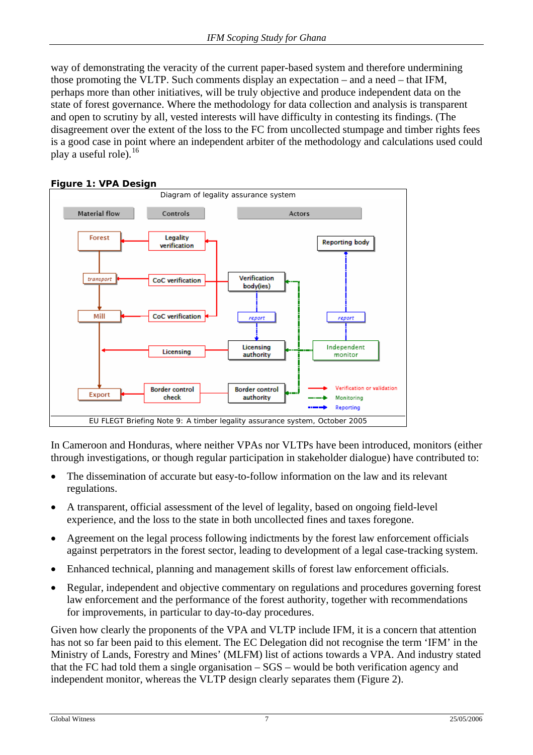way of demonstrating the veracity of the current paper-based system and therefore undermining those promoting the VLTP. Such comments display an expectation – and a need – that IFM, perhaps more than other initiatives, will be truly objective and produce independent data on the state of forest governance. Where the methodology for data collection and analysis is transparent and open to scrutiny by all, vested interests will have difficulty in contesting its findings. (The disagreement over the extent of the loss to the FC from uncollected stumpage and timber rights fees is a good case in point where an independent arbiter of the methodology and calculations used could play a useful role).[16]

**Figure 1: VPA Design**

Diagram of legality assurance system

Material flow | Controls | Actors

Forest, transport, Mill, Export | Legality verification, CoC verification, CoC verification, Licensing, Border control check | Reporting body, Verification body(ies), report, report, Licensing authority, Independent monitor, Border control authority

Verification or validation | Monitoring | Reporting

EU FLEGT Briefing Note 9: A timber legality assurance system, October 2005

In Cameroon and Honduras, where neither VPAs nor VLTPs have been introduced, monitors (either through investigations, or though regular participation in stakeholder dialogue) have contributed to:

- The dissemination of accurate but easy-to-follow information on the law and its relevant regulations.
- A transparent, official assessment of the level of legality, based on ongoing field-level experience, and the loss to the state in both uncollected fines and taxes foregone.
- Agreement on the legal process following indictments by the forest law enforcement officials against perpetrators in the forest sector, leading to development of a legal case-tracking system.
- Enhanced technical, planning and management skills of forest law enforcement officials.
- Regular, independent and objective commentary on regulations and procedures governing forest law enforcement and the performance of the forest authority, together with recommendations for improvements, in particular to day-to-day procedures.

Given how clearly the proponents of the VPA and VLTP include IFM, it is a concern that attention has not so far been paid to this element. The EC Delegation did not recognise the term 'IFM' in the Ministry of Lands, Forestry and Mines' (MLFM) list of actions towards a VPA. And industry stated that the FC had told them a single organisation – SGS – would be both verification agency and independent monitor, whereas the VLTP design clearly separates them (Figure 2).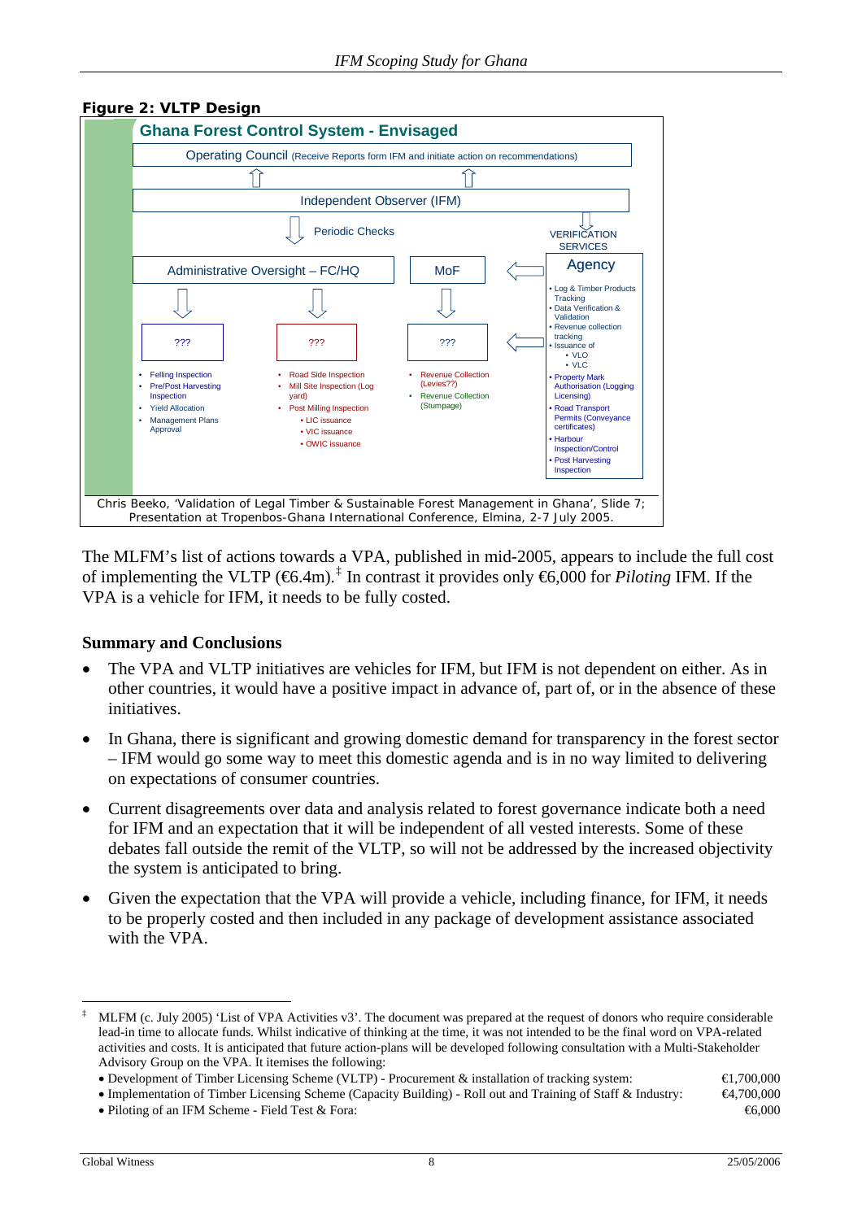**Figure 2: VLTP Design**

**Ghana Forest Control System - Envisaged**

Operating Council (Receive Reports form IFM and initiate action on recommendations)

Independent Observer (IFM)

Periodic Checks

VERIFICATION SERVICES

Administrative Oversight – FC/HQ

MoF

Agency

- Log & Timber Products Tracking
- Data Verification & Validation
- Revenue collection tracking
- Issuance of
  - VLO
  - VLC
- Property Mark Authorisation (Logging Licensing)
- Road Transport Permits (Conveyance certificates)
- Harbour Inspection/Control
- Post Harvesting Inspection

???

- Felling Inspection
- Pre/Post Harvesting Inspection
- Yield Allocation
- Management Plans Approval

???

- Road Side Inspection
- Mill Site Inspection (Log yard)
- Post Milling Inspection
  - LIC issuance
  - VIC issuance
  - OWIC issuance

???

- Revenue Collection (Levies??)
- Revenue Collection (Stumpage)

Chris Beeko, 'Validation of Legal Timber & Sustainable Forest Management in Ghana', Slide 7; Presentation at Tropenbos-Ghana International Conference, Elmina, 2-7 July 2005.

The MLFM's list of actions towards a VPA, published in mid-2005, appears to include the full cost of implementing the VLTP (€6.4m).[‡] In contrast it provides only €6,000 for *Piloting* IFM. If the VPA is a vehicle for IFM, it needs to be fully costed.

### Summary and Conclusions

- The VPA and VLTP initiatives are vehicles for IFM, but IFM is not dependent on either. As in other countries, it would have a positive impact in advance of, part of, or in the absence of these initiatives.
- In Ghana, there is significant and growing domestic demand for transparency in the forest sector – IFM would go some way to meet this domestic agenda and is in no way limited to delivering on expectations of consumer countries.
- Current disagreements over data and analysis related to forest governance indicate both a need for IFM and an expectation that it will be independent of all vested interests. Some of these debates fall outside the remit of the VLTP, so will not be addressed by the increased objectivity the system is anticipated to bring.
- Given the expectation that the VPA will provide a vehicle, including finance, for IFM, it needs to be properly costed and then included in any package of development assistance associated with the VPA.

---

[‡] MLFM (c. July 2005) 'List of VPA Activities v3'. The document was prepared at the request of donors who require considerable lead-in time to allocate funds. Whilst indicative of thinking at the time, it was not intended to be the final word on VPA-related activities and costs. It is anticipated that future action-plans will be developed following consultation with a Multi-Stakeholder Advisory Group on the VPA. It itemises the following:

- Development of Timber Licensing Scheme (VLTP) - Procurement & installation of tracking system: €1,700,000
- Implementation of Timber Licensing Scheme (Capacity Building) - Roll out and Training of Staff & Industry: €4,700,000
- Piloting of an IFM Scheme - Field Test & Fora: €6,000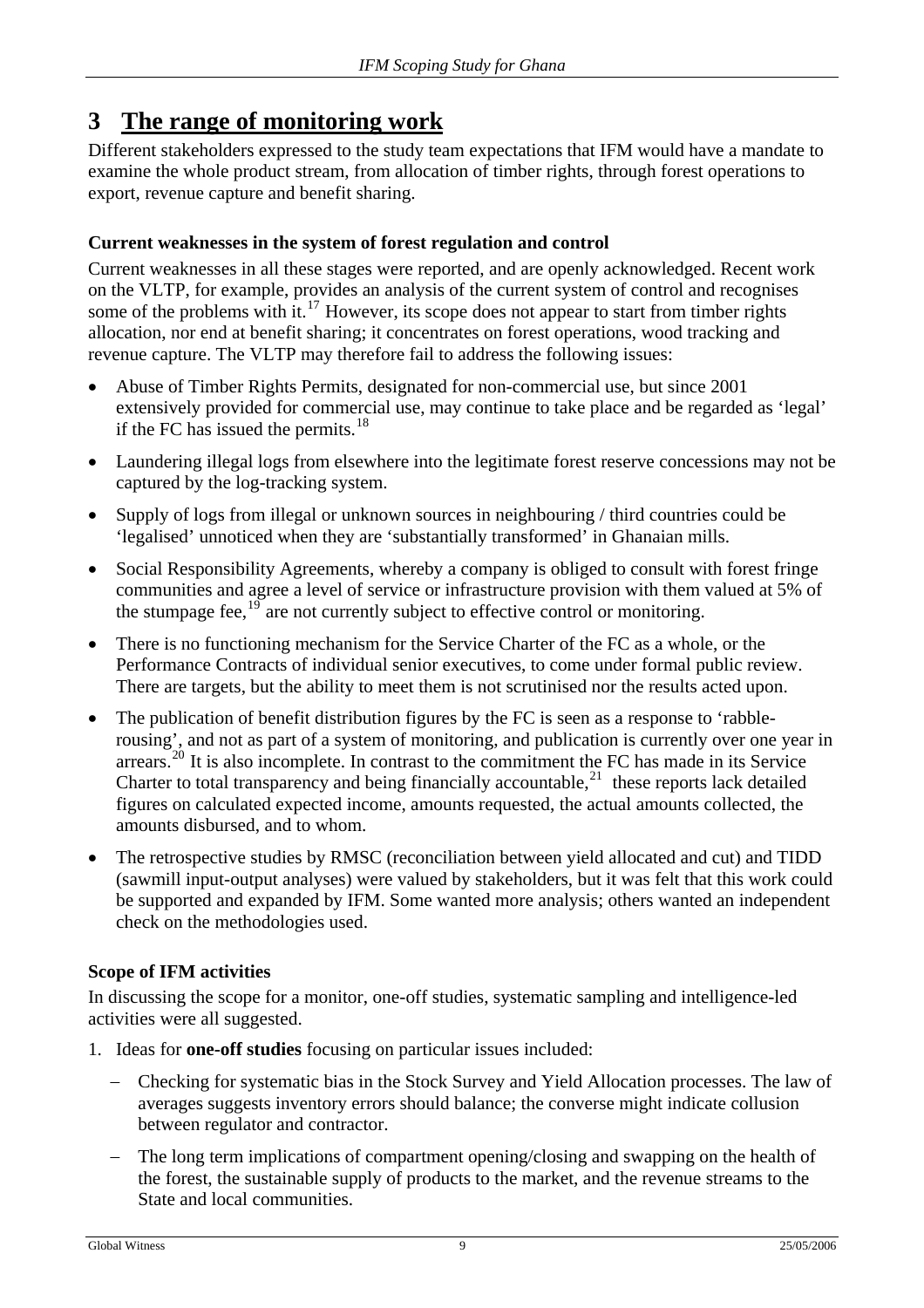# 3 The range of monitoring work

Different stakeholders expressed to the study team expectations that IFM would have a mandate to examine the whole product stream, from allocation of timber rights, through forest operations to export, revenue capture and benefit sharing.

### Current weaknesses in the system of forest regulation and control

Current weaknesses in all these stages were reported, and are openly acknowledged. Recent work on the VLTP, for example, provides an analysis of the current system of control and recognises some of the problems with it.[17] However, its scope does not appear to start from timber rights allocation, nor end at benefit sharing; it concentrates on forest operations, wood tracking and revenue capture. The VLTP may therefore fail to address the following issues:

- Abuse of Timber Rights Permits, designated for non-commercial use, but since 2001 extensively provided for commercial use, may continue to take place and be regarded as 'legal' if the FC has issued the permits.[18]
- Laundering illegal logs from elsewhere into the legitimate forest reserve concessions may not be captured by the log-tracking system.
- Supply of logs from illegal or unknown sources in neighbouring / third countries could be 'legalised' unnoticed when they are 'substantially transformed' in Ghanaian mills.
- Social Responsibility Agreements, whereby a company is obliged to consult with forest fringe communities and agree a level of service or infrastructure provision with them valued at 5% of the stumpage fee,[19] are not currently subject to effective control or monitoring.
- There is no functioning mechanism for the Service Charter of the FC as a whole, or the Performance Contracts of individual senior executives, to come under formal public review. There are targets, but the ability to meet them is not scrutinised nor the results acted upon.
- The publication of benefit distribution figures by the FC is seen as a response to 'rabble-rousing', and not as part of a system of monitoring, and publication is currently over one year in arrears.[20] It is also incomplete. In contrast to the commitment the FC has made in its Service Charter to total transparency and being financially accountable,[21] these reports lack detailed figures on calculated expected income, amounts requested, the actual amounts collected, the amounts disbursed, and to whom.
- The retrospective studies by RMSC (reconciliation between yield allocated and cut) and TIDD (sawmill input-output analyses) were valued by stakeholders, but it was felt that this work could be supported and expanded by IFM. Some wanted more analysis; others wanted an independent check on the methodologies used.

### Scope of IFM activities

In discussing the scope for a monitor, one-off studies, systematic sampling and intelligence-led activities were all suggested.

1. Ideas for **one-off studies** focusing on particular issues included:
   - Checking for systematic bias in the Stock Survey and Yield Allocation processes. The law of averages suggests inventory errors should balance; the converse might indicate collusion between regulator and contractor.
   - The long term implications of compartment opening/closing and swapping on the health of the forest, the sustainable supply of products to the market, and the revenue streams to the State and local communities.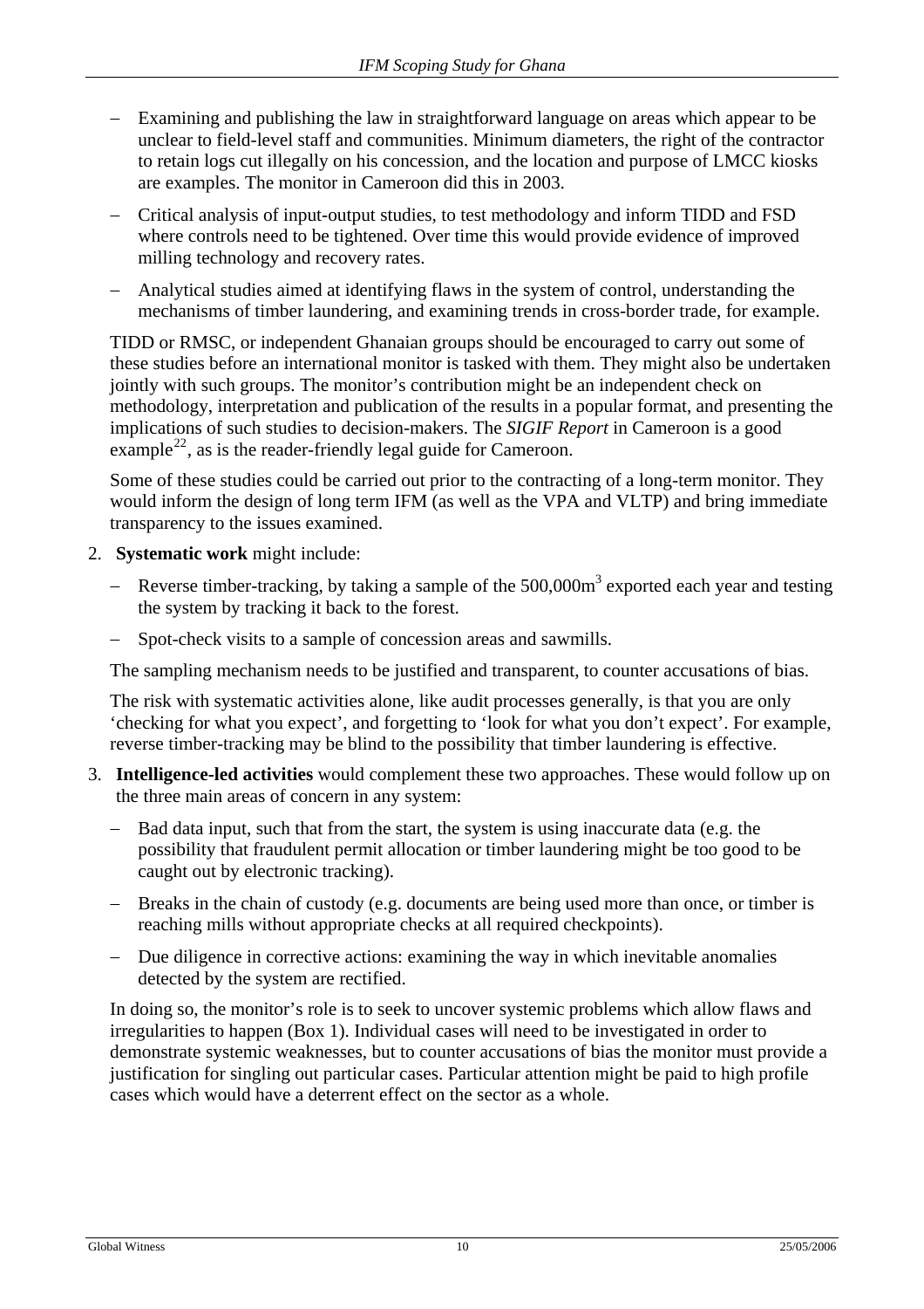- Examining and publishing the law in straightforward language on areas which appear to be unclear to field-level staff and communities. Minimum diameters, the right of the contractor to retain logs cut illegally on his concession, and the location and purpose of LMCC kiosks are examples. The monitor in Cameroon did this in 2003.
- Critical analysis of input-output studies, to test methodology and inform TIDD and FSD where controls need to be tightened. Over time this would provide evidence of improved milling technology and recovery rates.
- Analytical studies aimed at identifying flaws in the system of control, understanding the mechanisms of timber laundering, and examining trends in cross-border trade, for example.

TIDD or RMSC, or independent Ghanaian groups should be encouraged to carry out some of these studies before an international monitor is tasked with them. They might also be undertaken jointly with such groups. The monitor's contribution might be an independent check on methodology, interpretation and publication of the results in a popular format, and presenting the implications of such studies to decision-makers. The *SIGIF Report* in Cameroon is a good example[22], as is the reader-friendly legal guide for Cameroon.

Some of these studies could be carried out prior to the contracting of a long-term monitor. They would inform the design of long term IFM (as well as the VPA and VLTP) and bring immediate transparency to the issues examined.

2. **Systematic work** might include:

   - Reverse timber-tracking, by taking a sample of the 500,000$m^3$ exported each year and testing the system by tracking it back to the forest.
   - Spot-check visits to a sample of concession areas and sawmills.

   The sampling mechanism needs to be justified and transparent, to counter accusations of bias.

   The risk with systematic activities alone, like audit processes generally, is that you are only 'checking for what you expect', and forgetting to 'look for what you don't expect'. For example, reverse timber-tracking may be blind to the possibility that timber laundering is effective.

3. **Intelligence-led activities** would complement these two approaches. These would follow up on the three main areas of concern in any system:

   - Bad data input, such that from the start, the system is using inaccurate data (e.g. the possibility that fraudulent permit allocation or timber laundering might be too good to be caught out by electronic tracking).
   - Breaks in the chain of custody (e.g. documents are being used more than once, or timber is reaching mills without appropriate checks at all required checkpoints).
   - Due diligence in corrective actions: examining the way in which inevitable anomalies detected by the system are rectified.

   In doing so, the monitor's role is to seek to uncover systemic problems which allow flaws and irregularities to happen (Box 1). Individual cases will need to be investigated in order to demonstrate systemic weaknesses, but to counter accusations of bias the monitor must provide a justification for singling out particular cases. Particular attention might be paid to high profile cases which would have a deterrent effect on the sector as a whole.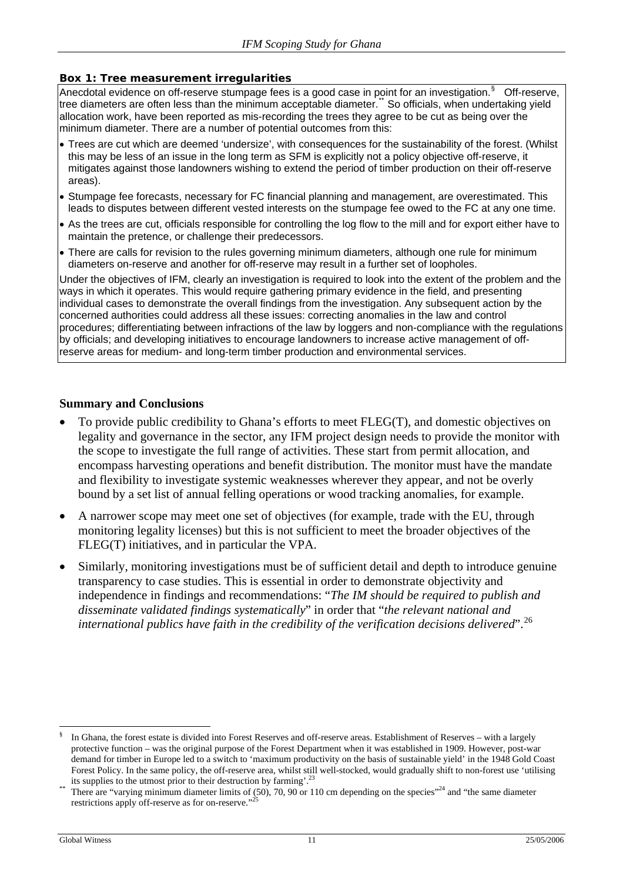**Box 1: Tree measurement irregularities**

Anecdotal evidence on off-reserve stumpage fees is a good case in point for an investigation.[§] Off-reserve, tree diameters are often less than the minimum acceptable diameter.[**] So officials, when undertaking yield allocation work, have been reported as mis-recording the trees they agree to be cut as being over the minimum diameter. There are a number of potential outcomes from this:

- Trees are cut which are deemed 'undersize', with consequences for the sustainability of the forest. (Whilst this may be less of an issue in the long term as SFM is explicitly not a policy objective off-reserve, it mitigates against those landowners wishing to extend the period of timber production on their off-reserve areas).
- Stumpage fee forecasts, necessary for FC financial planning and management, are overestimated. This leads to disputes between different vested interests on the stumpage fee owed to the FC at any one time.
- As the trees are cut, officials responsible for controlling the log flow to the mill and for export either have to maintain the pretence, or challenge their predecessors.
- There are calls for revision to the rules governing minimum diameters, although one rule for minimum diameters on-reserve and another for off-reserve may result in a further set of loopholes.

Under the objectives of IFM, clearly an investigation is required to look into the extent of the problem and the ways in which it operates. This would require gathering primary evidence in the field, and presenting individual cases to demonstrate the overall findings from the investigation. Any subsequent action by the concerned authorities could address all these issues: correcting anomalies in the law and control procedures; differentiating between infractions of the law by loggers and non-compliance with the regulations by officials; and developing initiatives to encourage landowners to increase active management of off-reserve areas for medium- and long-term timber production and environmental services.

## Summary and Conclusions

- To provide public credibility to Ghana's efforts to meet FLEG(T), and domestic objectives on legality and governance in the sector, any IFM project design needs to provide the monitor with the scope to investigate the full range of activities. These start from permit allocation, and encompass harvesting operations and benefit distribution. The monitor must have the mandate and flexibility to investigate systemic weaknesses wherever they appear, and not be overly bound by a set list of annual felling operations or wood tracking anomalies, for example.
- A narrower scope may meet one set of objectives (for example, trade with the EU, through monitoring legality licenses) but this is not sufficient to meet the broader objectives of the FLEG(T) initiatives, and in particular the VPA.
- Similarly, monitoring investigations must be of sufficient detail and depth to introduce genuine transparency to case studies. This is essential in order to demonstrate objectivity and independence in findings and recommendations: "*The IM should be required to publish and disseminate validated findings systematically*" in order that "*the relevant national and international publics have faith in the credibility of the verification decisions delivered*".[26]

---

[§] In Ghana, the forest estate is divided into Forest Reserves and off-reserve areas. Establishment of Reserves – with a largely protective function – was the original purpose of the Forest Department when it was established in 1909. However, post-war demand for timber in Europe led to a switch to 'maximum productivity on the basis of sustainable yield' in the 1948 Gold Coast Forest Policy. In the same policy, the off-reserve area, whilst still well-stocked, would gradually shift to non-forest use 'utilising its supplies to the utmost prior to their destruction by farming'.[23]

[**] There are "varying minimum diameter limits of (50), 70, 90 or 110 cm depending on the species"[24] and "the same diameter restrictions apply off-reserve as for on-reserve."[25]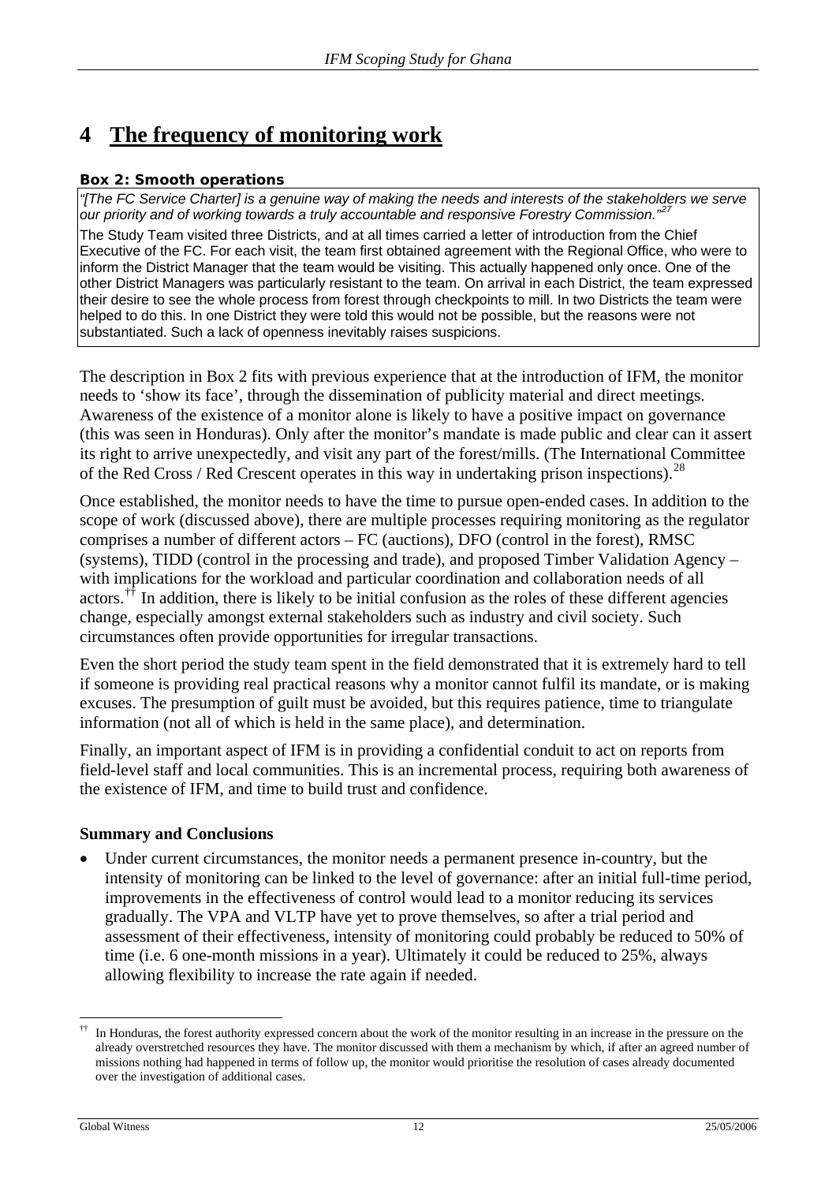# 4 The frequency of monitoring work

**Box 2: Smooth operations**

*"[The FC Service Charter] is a genuine way of making the needs and interests of the stakeholders we serve our priority and of working towards a truly accountable and responsive Forestry Commission."*[27]

The Study Team visited three Districts, and at all times carried a letter of introduction from the Chief Executive of the FC. For each visit, the team first obtained agreement with the Regional Office, who were to inform the District Manager that the team would be visiting. This actually happened only once. One of the other District Managers was particularly resistant to the team. On arrival in each District, the team expressed their desire to see the whole process from forest through checkpoints to mill. In two Districts the team were helped to do this. In one District they were told this would not be possible, but the reasons were not substantiated. Such a lack of openness inevitably raises suspicions.

The description in Box 2 fits with previous experience that at the introduction of IFM, the monitor needs to 'show its face', through the dissemination of publicity material and direct meetings. Awareness of the existence of a monitor alone is likely to have a positive impact on governance (this was seen in Honduras). Only after the monitor's mandate is made public and clear can it assert its right to arrive unexpectedly, and visit any part of the forest/mills. (The International Committee of the Red Cross / Red Crescent operates in this way in undertaking prison inspections).[28]

Once established, the monitor needs to have the time to pursue open-ended cases. In addition to the scope of work (discussed above), there are multiple processes requiring monitoring as the regulator comprises a number of different actors – FC (auctions), DFO (control in the forest), RMSC (systems), TIDD (control in the processing and trade), and proposed Timber Validation Agency – with implications for the workload and particular coordination and collaboration needs of all actors.[††] In addition, there is likely to be initial confusion as the roles of these different agencies change, especially amongst external stakeholders such as industry and civil society. Such circumstances often provide opportunities for irregular transactions.

Even the short period the study team spent in the field demonstrated that it is extremely hard to tell if someone is providing real practical reasons why a monitor cannot fulfil its mandate, or is making excuses. The presumption of guilt must be avoided, but this requires patience, time to triangulate information (not all of which is held in the same place), and determination.

Finally, an important aspect of IFM is in providing a confidential conduit to act on reports from field-level staff and local communities. This is an incremental process, requiring both awareness of the existence of IFM, and time to build trust and confidence.

**Summary and Conclusions**

- Under current circumstances, the monitor needs a permanent presence in-country, but the intensity of monitoring can be linked to the level of governance: after an initial full-time period, improvements in the effectiveness of control would lead to a monitor reducing its services gradually. The VPA and VLTP have yet to prove themselves, so after a trial period and assessment of their effectiveness, intensity of monitoring could probably be reduced to 50% of time (i.e. 6 one-month missions in a year). Ultimately it could be reduced to 25%, always allowing flexibility to increase the rate again if needed.

---

[††] In Honduras, the forest authority expressed concern about the work of the monitor resulting in an increase in the pressure on the already overstretched resources they have. The monitor discussed with them a mechanism by which, if after an agreed number of missions nothing had happened in terms of follow up, the monitor would prioritise the resolution of cases already documented over the investigation of additional cases.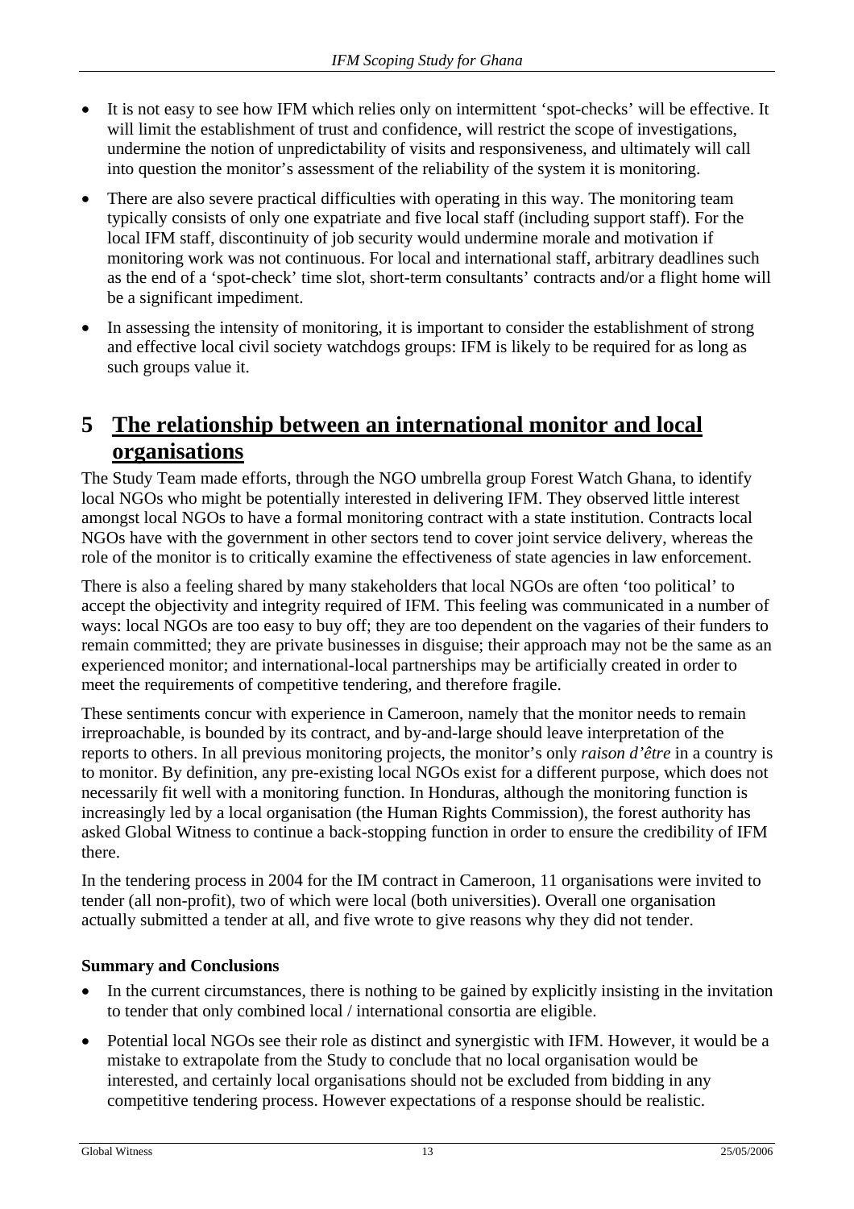- It is not easy to see how IFM which relies only on intermittent 'spot-checks' will be effective. It will limit the establishment of trust and confidence, will restrict the scope of investigations, undermine the notion of unpredictability of visits and responsiveness, and ultimately will call into question the monitor's assessment of the reliability of the system it is monitoring.
- There are also severe practical difficulties with operating in this way. The monitoring team typically consists of only one expatriate and five local staff (including support staff). For the local IFM staff, discontinuity of job security would undermine morale and motivation if monitoring work was not continuous. For local and international staff, arbitrary deadlines such as the end of a 'spot-check' time slot, short-term consultants' contracts and/or a flight home will be a significant impediment.
- In assessing the intensity of monitoring, it is important to consider the establishment of strong and effective local civil society watchdogs groups: IFM is likely to be required for as long as such groups value it.

# 5 The relationship between an international monitor and local organisations

The Study Team made efforts, through the NGO umbrella group Forest Watch Ghana, to identify local NGOs who might be potentially interested in delivering IFM. They observed little interest amongst local NGOs to have a formal monitoring contract with a state institution. Contracts local NGOs have with the government in other sectors tend to cover joint service delivery, whereas the role of the monitor is to critically examine the effectiveness of state agencies in law enforcement.

There is also a feeling shared by many stakeholders that local NGOs are often 'too political' to accept the objectivity and integrity required of IFM. This feeling was communicated in a number of ways: local NGOs are too easy to buy off; they are too dependent on the vagaries of their funders to remain committed; they are private businesses in disguise; their approach may not be the same as an experienced monitor; and international-local partnerships may be artificially created in order to meet the requirements of competitive tendering, and therefore fragile.

These sentiments concur with experience in Cameroon, namely that the monitor needs to remain irreproachable, is bounded by its contract, and by-and-large should leave interpretation of the reports to others. In all previous monitoring projects, the monitor's only *raison d'être* in a country is to monitor. By definition, any pre-existing local NGOs exist for a different purpose, which does not necessarily fit well with a monitoring function. In Honduras, although the monitoring function is increasingly led by a local organisation (the Human Rights Commission), the forest authority has asked Global Witness to continue a back-stopping function in order to ensure the credibility of IFM there.

In the tendering process in 2004 for the IM contract in Cameroon, 11 organisations were invited to tender (all non-profit), two of which were local (both universities). Overall one organisation actually submitted a tender at all, and five wrote to give reasons why they did not tender.

**Summary and Conclusions**

- In the current circumstances, there is nothing to be gained by explicitly insisting in the invitation to tender that only combined local / international consortia are eligible.
- Potential local NGOs see their role as distinct and synergistic with IFM. However, it would be a mistake to extrapolate from the Study to conclude that no local organisation would be interested, and certainly local organisations should not be excluded from bidding in any competitive tendering process. However expectations of a response should be realistic.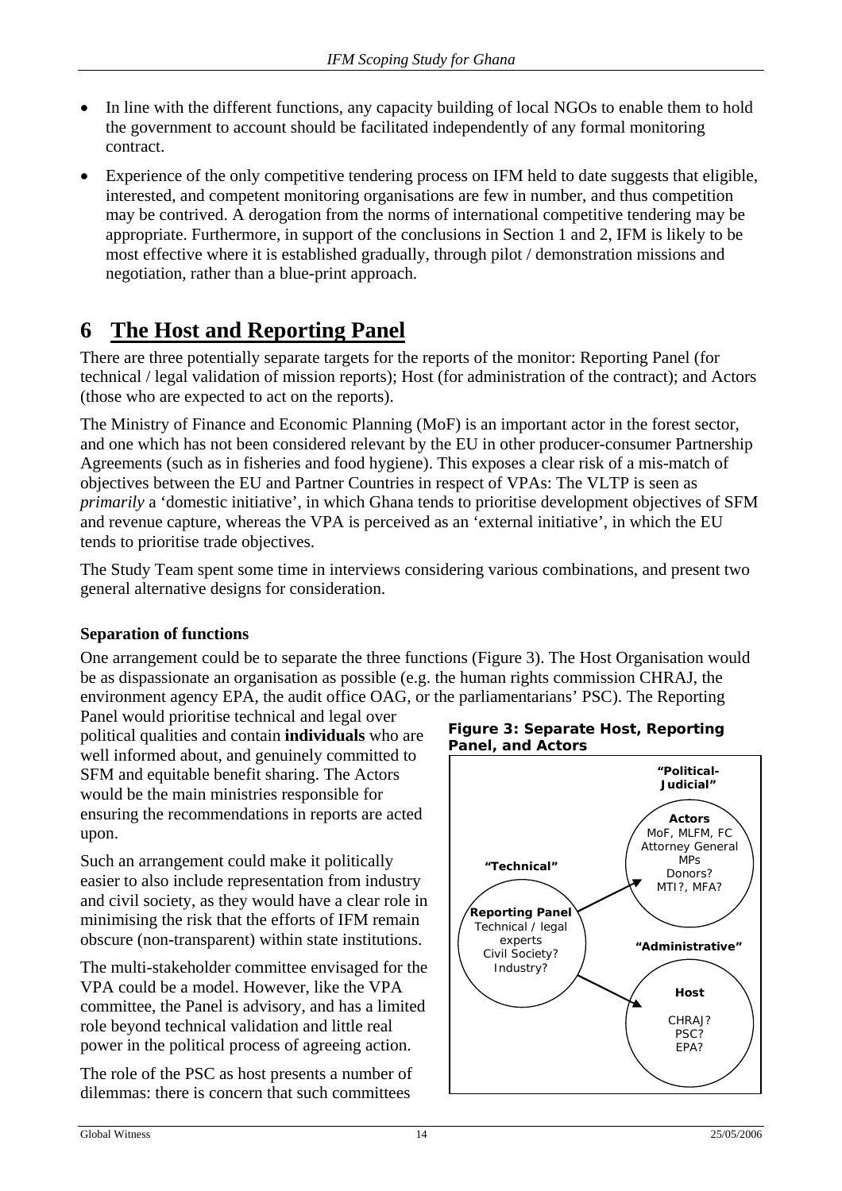- In line with the different functions, any capacity building of local NGOs to enable them to hold the government to account should be facilitated independently of any formal monitoring contract.
- Experience of the only competitive tendering process on IFM held to date suggests that eligible, interested, and competent monitoring organisations are few in number, and thus competition may be contrived. A derogation from the norms of international competitive tendering may be appropriate. Furthermore, in support of the conclusions in Section 1 and 2, IFM is likely to be most effective where it is established gradually, through pilot / demonstration missions and negotiation, rather than a blue-print approach.

# 6 The Host and Reporting Panel

There are three potentially separate targets for the reports of the monitor: Reporting Panel (for technical / legal validation of mission reports); Host (for administration of the contract); and Actors (those who are expected to act on the reports).

The Ministry of Finance and Economic Planning (MoF) is an important actor in the forest sector, and one which has not been considered relevant by the EU in other producer-consumer Partnership Agreements (such as in fisheries and food hygiene). This exposes a clear risk of a mis-match of objectives between the EU and Partner Countries in respect of VPAs: The VLTP is seen as *primarily* a 'domestic initiative', in which Ghana tends to prioritise development objectives of SFM and revenue capture, whereas the VPA is perceived as an 'external initiative', in which the EU tends to prioritise trade objectives.

The Study Team spent some time in interviews considering various combinations, and present two general alternative designs for consideration.

**Separation of functions**

One arrangement could be to separate the three functions (Figure 3). The Host Organisation would be as dispassionate an organisation as possible (e.g. the human rights commission CHRAJ, the environment agency EPA, the audit office OAG, or the parliamentarians' PSC). The Reporting Panel would prioritise technical and legal over political qualities and contain **individuals** who are well informed about, and genuinely committed to SFM and equitable benefit sharing. The Actors would be the main ministries responsible for ensuring the recommendations in reports are acted upon.

**Figure 3: Separate Host, Reporting Panel, and Actors**

"Technical": **Reporting Panel** — Technical / legal experts, Civil Society?, Industry?

"Political-Judicial": **Actors** — MoF, MLFM, FC, Attorney General, MPs, Donors?, MTI?, MFA?

"Administrative": **Host** — CHRAJ?, PSC?, EPA?

Such an arrangement could make it politically easier to also include representation from industry and civil society, as they would have a clear role in minimising the risk that the efforts of IFM remain obscure (non-transparent) within state institutions.

The multi-stakeholder committee envisaged for the VPA could be a model. However, like the VPA committee, the Panel is advisory, and has a limited role beyond technical validation and little real power in the political process of agreeing action.

The role of the PSC as host presents a number of dilemmas: there is concern that such committees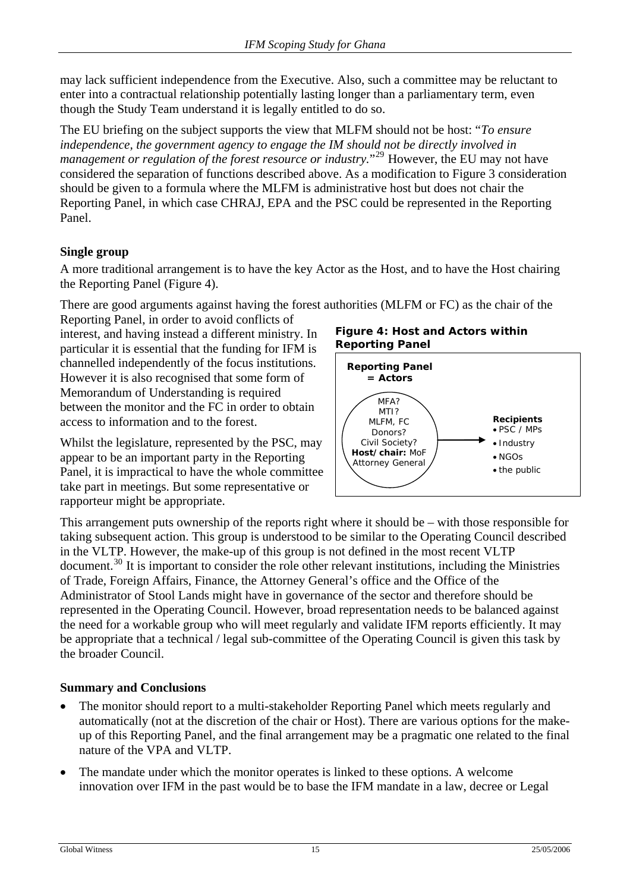may lack sufficient independence from the Executive. Also, such a committee may be reluctant to enter into a contractual relationship potentially lasting longer than a parliamentary term, even though the Study Team understand it is legally entitled to do so.

The EU briefing on the subject supports the view that MLFM should not be host: "*To ensure independence, the government agency to engage the IM should not be directly involved in management or regulation of the forest resource or industry.*"[29] However, the EU may not have considered the separation of functions described above. As a modification to Figure 3 consideration should be given to a formula where the MLFM is administrative host but does not chair the Reporting Panel, in which case CHRAJ, EPA and the PSC could be represented in the Reporting Panel.

**Single group**

A more traditional arrangement is to have the key Actor as the Host, and to have the Host chairing the Reporting Panel (Figure 4).

There are good arguments against having the forest authorities (MLFM or FC) as the chair of the Reporting Panel, in order to avoid conflicts of interest, and having instead a different ministry. In particular it is essential that the funding for IFM is channelled independently of the focus institutions. However it is also recognised that some form of Memorandum of Understanding is required between the monitor and the FC in order to obtain access to information and to the forest.

Whilst the legislature, represented by the PSC, may appear to be an important party in the Reporting Panel, it is impractical to have the whole committee take part in meetings. But some representative or rapporteur might be appropriate.

**Figure 4: Host and Actors within Reporting Panel**

**Reporting Panel = Actors**

MFA?
MTI?
MLFM, FC
Donors?
Civil Society?
**Host/chair:** MoF
Attorney General

**Recipients**
- PSC / MPs
- Industry
- NGOs
- the public

This arrangement puts ownership of the reports right where it should be – with those responsible for taking subsequent action. This group is understood to be similar to the Operating Council described in the VLTP. However, the make-up of this group is not defined in the most recent VLTP document.[30] It is important to consider the role other relevant institutions, including the Ministries of Trade, Foreign Affairs, Finance, the Attorney General's office and the Office of the Administrator of Stool Lands might have in governance of the sector and therefore should be represented in the Operating Council. However, broad representation needs to be balanced against the need for a workable group who will meet regularly and validate IFM reports efficiently. It may be appropriate that a technical / legal sub-committee of the Operating Council is given this task by the broader Council.

**Summary and Conclusions**

- The monitor should report to a multi-stakeholder Reporting Panel which meets regularly and automatically (not at the discretion of the chair or Host). There are various options for the make-up of this Reporting Panel, and the final arrangement may be a pragmatic one related to the final nature of the VPA and VLTP.
- The mandate under which the monitor operates is linked to these options. A welcome innovation over IFM in the past would be to base the IFM mandate in a law, decree or Legal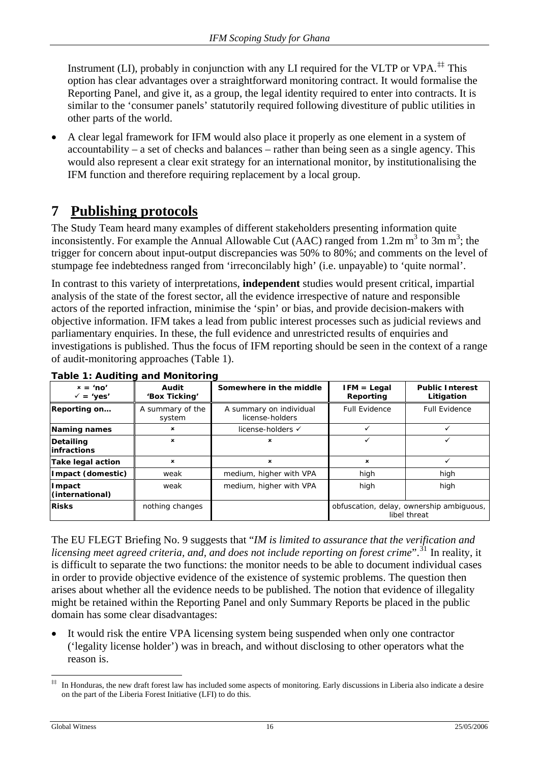Instrument (LI), probably in conjunction with any LI required for the VLTP or VPA.[‡‡] This option has clear advantages over a straightforward monitoring contract. It would formalise the Reporting Panel, and give it, as a group, the legal identity required to enter into contracts. It is similar to the 'consumer panels' statutorily required following divestiture of public utilities in other parts of the world.

- A clear legal framework for IFM would also place it properly as one element in a system of accountability – a set of checks and balances – rather than being seen as a single agency. This would also represent a clear exit strategy for an international monitor, by institutionalising the IFM function and therefore requiring replacement by a local group.

# 7 Publishing protocols

The Study Team heard many examples of different stakeholders presenting information quite inconsistently. For example the Annual Allowable Cut (AAC) ranged from 1.2m $m^3$ to 3m $m^3$; the trigger for concern about input-output discrepancies was 50% to 80%; and comments on the level of stumpage fee indebtedness ranged from 'irreconcilably high' (i.e. unpayable) to 'quite normal'.

In contrast to this variety of interpretations, **independent** studies would present critical, impartial analysis of the state of the forest sector, all the evidence irrespective of nature and responsible actors of the reported infraction, minimise the 'spin' or bias, and provide decision-makers with objective information. IFM takes a lead from public interest processes such as judicial reviews and parliamentary enquiries. In these, the full evidence and unrestricted results of enquiries and investigations is published. Thus the focus of IFM reporting should be seen in the context of a range of audit-monitoring approaches (Table 1).

**Table 1: Auditing and Monitoring**

| × = 'no' ✓ = 'yes' | Audit 'Box Ticking' | Somewhere in the middle | IFM = Legal Reporting | Public Interest Litigation |
|---|---|---|---|---|
| **Reporting on…** | A summary of the system | A summary on individual license-holders | Full Evidence | Full Evidence |
| **Naming names** | × | license-holders ✓ | ✓ | ✓ |
| **Detailing infractions** | × | × | ✓ | ✓ |
| **Take legal action** | × | × | × | ✓ |
| **Impact (domestic)** | weak | medium, higher with VPA | high | high |
| **Impact (international)** | weak | medium, higher with VPA | high | high |
| **Risks** | nothing changes | | obfuscation, delay, ownership ambiguous, libel threat | |

The EU FLEGT Briefing No. 9 suggests that "*IM is limited to assurance that the verification and licensing meet agreed criteria, and, and does not include reporting on forest crime*".[31] In reality, it is difficult to separate the two functions: the monitor needs to be able to document individual cases in order to provide objective evidence of the existence of systemic problems. The question then arises about whether all the evidence needs to be published. The notion that evidence of illegality might be retained within the Reporting Panel and only Summary Reports be placed in the public domain has some clear disadvantages:

- It would risk the entire VPA licensing system being suspended when only one contractor ('legality license holder') was in breach, and without disclosing to other operators what the reason is.

[‡‡] In Honduras, the new draft forest law has included some aspects of monitoring. Early discussions in Liberia also indicate a desire on the part of the Liberia Forest Initiative (LFI) to do this.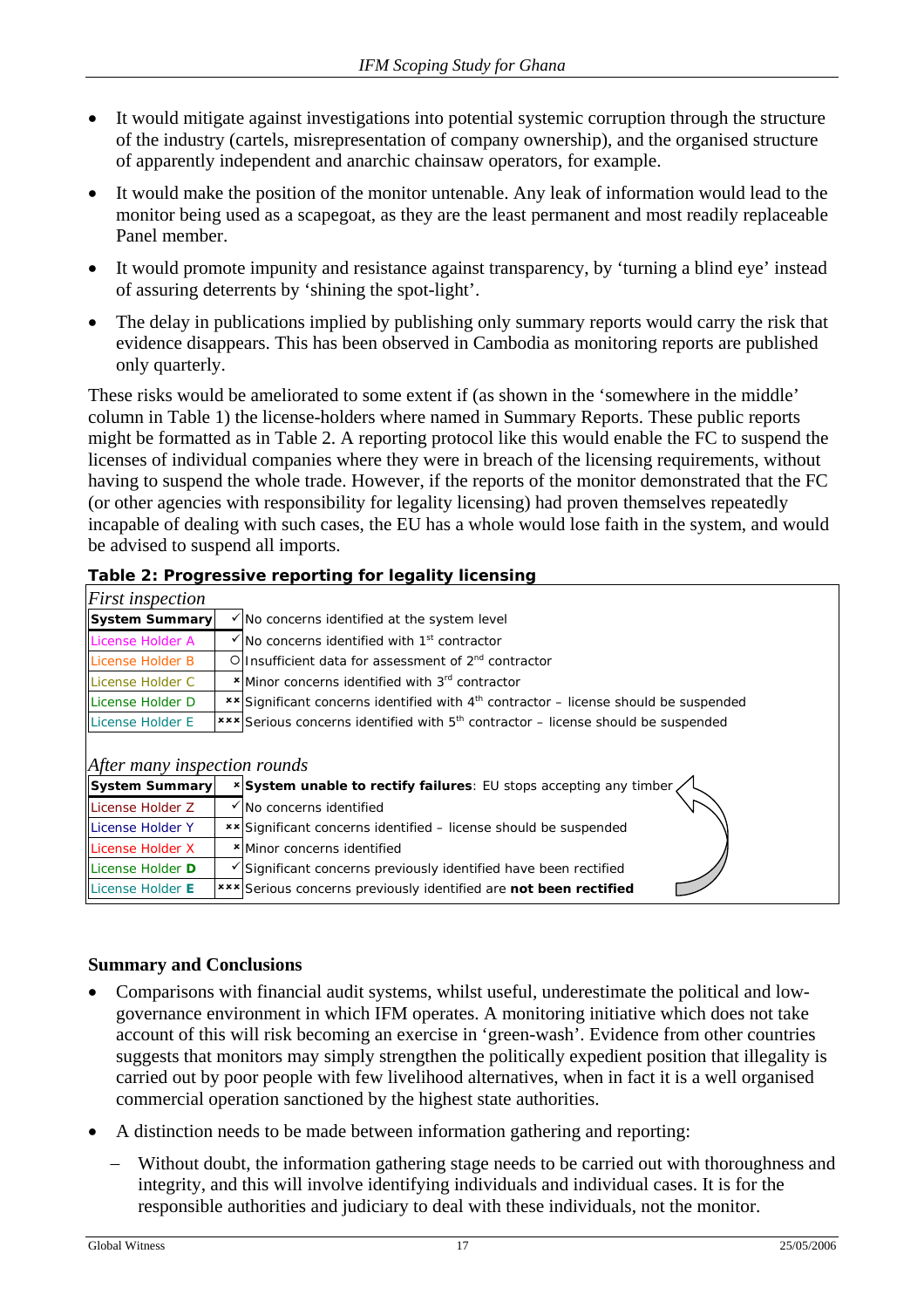- It would mitigate against investigations into potential systemic corruption through the structure of the industry (cartels, misrepresentation of company ownership), and the organised structure of apparently independent and anarchic chainsaw operators, for example.
- It would make the position of the monitor untenable. Any leak of information would lead to the monitor being used as a scapegoat, as they are the least permanent and most readily replaceable Panel member.
- It would promote impunity and resistance against transparency, by 'turning a blind eye' instead of assuring deterrents by 'shining the spot-light'.
- The delay in publications implied by publishing only summary reports would carry the risk that evidence disappears. This has been observed in Cambodia as monitoring reports are published only quarterly.

These risks would be ameliorated to some extent if (as shown in the 'somewhere in the middle' column in Table 1) the license-holders where named in Summary Reports. These public reports might be formatted as in Table 2. A reporting protocol like this would enable the FC to suspend the licenses of individual companies where they were in breach of the licensing requirements, without having to suspend the whole trade. However, if the reports of the monitor demonstrated that the FC (or other agencies with responsibility for legality licensing) had proven themselves repeatedly incapable of dealing with such cases, the EU has a whole would lose faith in the system, and would be advised to suspend all imports.

**Table 2: Progressive reporting for legality licensing**

| *First inspection* | | |
|---|---|---|
| **System Summary** | ✓ | No concerns identified at the system level |
| License Holder A | ✓ | No concerns identified with 1st contractor |
| License Holder B | O | Insufficient data for assessment of 2nd contractor |
| License Holder C | × | Minor concerns identified with 3rd contractor |
| License Holder D | ×× | Significant concerns identified with 4th contractor – license should be suspended |
| License Holder E | ××× | Serious concerns identified with 5th contractor – license should be suspended |
| *After many inspection rounds* | | |
| **System Summary** | × | **System unable to rectify failures**: EU stops accepting any timber |
| License Holder Z | ✓ | No concerns identified |
| License Holder Y | ×× | Significant concerns identified – license should be suspended |
| License Holder X | × | Minor concerns identified |
| License Holder **D** | ✓ | Significant concerns previously identified have been rectified |
| License Holder **E** | ××× | Serious concerns previously identified are **not been rectified** |

**Summary and Conclusions**

- Comparisons with financial audit systems, whilst useful, underestimate the political and low-governance environment in which IFM operates. A monitoring initiative which does not take account of this will risk becoming an exercise in 'green-wash'. Evidence from other countries suggests that monitors may simply strengthen the politically expedient position that illegality is carried out by poor people with few livelihood alternatives, when in fact it is a well organised commercial operation sanctioned by the highest state authorities.
- A distinction needs to be made between information gathering and reporting:
  - Without doubt, the information gathering stage needs to be carried out with thoroughness and integrity, and this will involve identifying individuals and individual cases. It is for the responsible authorities and judiciary to deal with these individuals, not the monitor.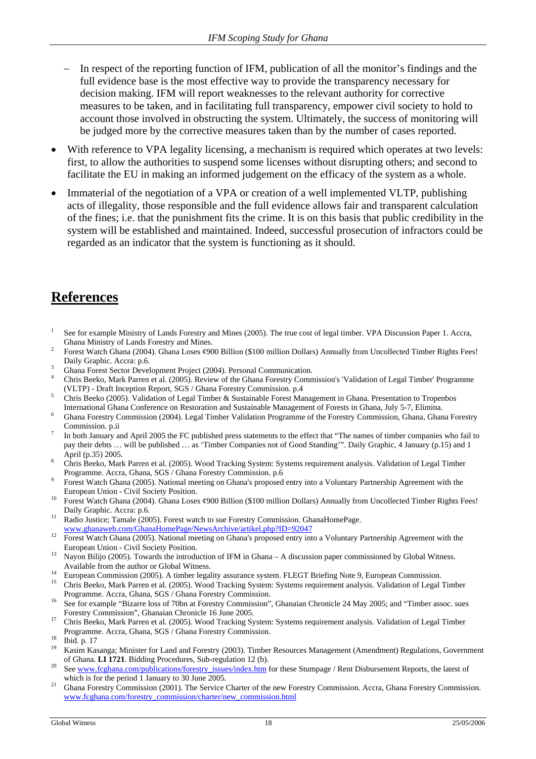- In respect of the reporting function of IFM, publication of all the monitor's findings and the full evidence base is the most effective way to provide the transparency necessary for decision making. IFM will report weaknesses to the relevant authority for corrective measures to be taken, and in facilitating full transparency, empower civil society to hold to account those involved in obstructing the system. Ultimately, the success of monitoring will be judged more by the corrective measures taken than by the number of cases reported.

- With reference to VPA legality licensing, a mechanism is required which operates at two levels: first, to allow the authorities to suspend some licenses without disrupting others; and second to facilitate the EU in making an informed judgement on the efficacy of the system as a whole.

- Immaterial of the negotiation of a VPA or creation of a well implemented VLTP, publishing acts of illegality, those responsible and the full evidence allows fair and transparent calculation of the fines; i.e. that the punishment fits the crime. It is on this basis that public credibility in the system will be established and maintained. Indeed, successful prosecution of infractors could be regarded as an indicator that the system is functioning as it should.

# References

1. See for example Ministry of Lands Forestry and Mines (2005). The true cost of legal timber. VPA Discussion Paper 1. Accra, Ghana Ministry of Lands Forestry and Mines.
2. Forest Watch Ghana (2004). Ghana Loses ¢900 Billion ($100 million Dollars) Annually from Uncollected Timber Rights Fees! Daily Graphic. Accra: p.6.
3. Ghana Forest Sector Development Project (2004). Personal Communication.
4. Chris Beeko, Mark Parren et al. (2005). Review of the Ghana Forestry Commission's 'Validation of Legal Timber' Programme (VLTP) - Draft Inception Report, SGS / Ghana Forestry Commission. p.4
5. Chris Beeko (2005). Validation of Legal Timber & Sustainable Forest Management in Ghana. Presentation to Tropenbos International Ghana Conference on Restoration and Sustainable Management of Forests in Ghana, July 5-7, Elimina.
6. Ghana Forestry Commission (2004). Legal Timber Validation Programme of the Forestry Commission, Ghana, Ghana Forestry Commission. p.ii
7. In both January and April 2005 the FC published press statements to the effect that "The names of timber companies who fail to pay their debts … will be published … as 'Timber Companies not of Good Standing'". Daily Graphic, 4 January (p.15) and 1 April (p.35) 2005.
8. Chris Beeko, Mark Parren et al. (2005). Wood Tracking System: Systems requirement analysis. Validation of Legal Timber Programme. Accra, Ghana, SGS / Ghana Forestry Commission. p.6
9. Forest Watch Ghana (2005). National meeting on Ghana's proposed entry into a Voluntary Partnership Agreement with the European Union - Civil Society Position.
10. Forest Watch Ghana (2004). Ghana Loses ¢900 Billion ($100 million Dollars) Annually from Uncollected Timber Rights Fees! Daily Graphic. Accra: p.6.
11. Radio Justice; Tamale (2005). Forest watch to sue Forestry Commission. GhanaHomePage. www.ghanaweb.com/GhanaHomePage/NewsArchive/artikel.php?ID=92047
12. Forest Watch Ghana (2005). National meeting on Ghana's proposed entry into a Voluntary Partnership Agreement with the European Union - Civil Society Position.
13. Nayon Bilijo (2005). Towards the introduction of IFM in Ghana – A discussion paper commissioned by Global Witness. Available from the author or Global Witness.
14. European Commission (2005). A timber legality assurance system. FLEGT Briefing Note 9, European Commission.
15. Chris Beeko, Mark Parren et al. (2005). Wood Tracking System: Systems requirement analysis. Validation of Legal Timber Programme. Accra, Ghana, SGS / Ghana Forestry Commission.
16. See for example "Bizarre loss of 70bn at Forestry Commission", Ghanaian Chronicle 24 May 2005; and "Timber assoc. sues Forestry Commission", Ghanaian Chronicle 16 June 2005.
17. Chris Beeko, Mark Parren et al. (2005). Wood Tracking System: Systems requirement analysis. Validation of Legal Timber Programme. Accra, Ghana, SGS / Ghana Forestry Commission.
18. Ibid. p. 17
19. Kasim Kasanga; Minister for Land and Forestry (2003). Timber Resources Management (Amendment) Regulations, Government of Ghana. **LI 1721**. Bidding Procedures, Sub-regulation 12 (b).
20. See www.fcghana.com/publications/forestry_issues/index.htm for these Stumpage / Rent Disbursement Reports, the latest of which is for the period 1 January to 30 June 2005.
21. Ghana Forestry Commission (2001). The Service Charter of the new Forestry Commission. Accra, Ghana Forestry Commission. www.fcghana.com/forestry_commission/charter/new_commission.html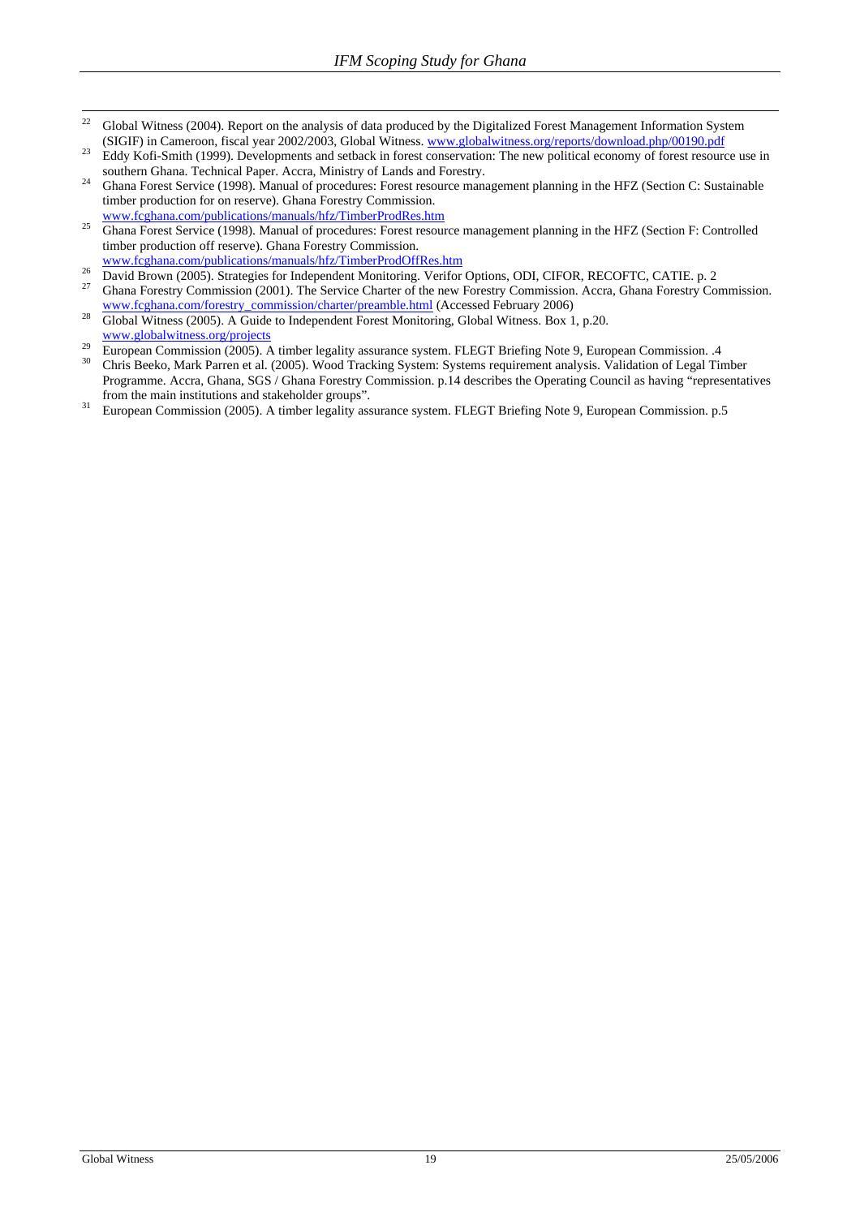[22] Global Witness (2004). Report on the analysis of data produced by the Digitalized Forest Management Information System (SIGIF) in Cameroon, fiscal year 2002/2003, Global Witness. www.globalwitness.org/reports/download.php/00190.pdf

[23] Eddy Kofi-Smith (1999). Developments and setback in forest conservation: The new political economy of forest resource use in southern Ghana. Technical Paper. Accra, Ministry of Lands and Forestry.

[24] Ghana Forest Service (1998). Manual of procedures: Forest resource management planning in the HFZ (Section C: Sustainable timber production for on reserve). Ghana Forestry Commission. www.fcghana.com/publications/manuals/hfz/TimberProdRes.htm

[25] Ghana Forest Service (1998). Manual of procedures: Forest resource management planning in the HFZ (Section F: Controlled timber production off reserve). Ghana Forestry Commission. www.fcghana.com/publications/manuals/hfz/TimberProdOffRes.htm

[26] David Brown (2005). Strategies for Independent Monitoring. Verifor Options, ODI, CIFOR, RECOFTC, CATIE. p. 2

[27] Ghana Forestry Commission (2001). The Service Charter of the new Forestry Commission. Accra, Ghana Forestry Commission. www.fcghana.com/forestry_commission/charter/preamble.html (Accessed February 2006)

[28] Global Witness (2005). A Guide to Independent Forest Monitoring, Global Witness. Box 1, p.20. www.globalwitness.org/projects

[29] European Commission (2005). A timber legality assurance system. FLEGT Briefing Note 9, European Commission. .4

[30] Chris Beeko, Mark Parren et al. (2005). Wood Tracking System: Systems requirement analysis. Validation of Legal Timber Programme. Accra, Ghana, SGS / Ghana Forestry Commission. p.14 describes the Operating Council as having "representatives from the main institutions and stakeholder groups".

[31] European Commission (2005). A timber legality assurance system. FLEGT Briefing Note 9, European Commission. p.5